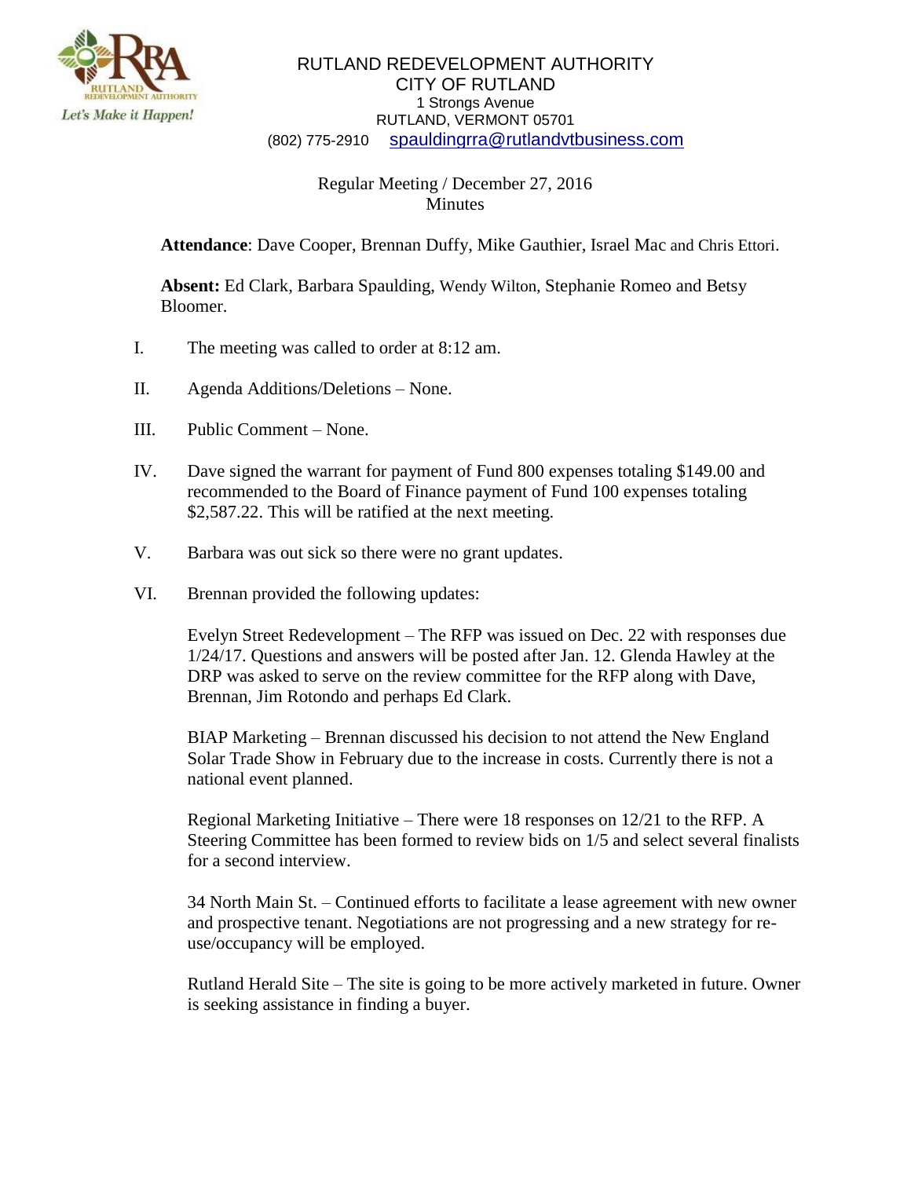RUTLAND REDEVELOPMENT AUTHORITY
CITY OF RUTLAND
1 Strongs Avenue
RUTLAND, VERMONT 05701
(802) 775-2910 spauldingrra@rutlandvtbusiness.com

Regular Meeting / December 27, 2016
Minutes

**Attendance**: Dave Cooper, Brennan Duffy, Mike Gauthier, Israel Mac and Chris Ettori.

**Absent:** Ed Clark, Barbara Spaulding, Wendy Wilton, Stephanie Romeo and Betsy Bloomer.

I. The meeting was called to order at 8:12 am.

II. Agenda Additions/Deletions – None.

III. Public Comment – None.

IV. Dave signed the warrant for payment of Fund 800 expenses totaling $149.00 and recommended to the Board of Finance payment of Fund 100 expenses totaling $2,587.22. This will be ratified at the next meeting.

V. Barbara was out sick so there were no grant updates.

VI. Brennan provided the following updates:

Evelyn Street Redevelopment – The RFP was issued on Dec. 22 with responses due 1/24/17. Questions and answers will be posted after Jan. 12. Glenda Hawley at the DRP was asked to serve on the review committee for the RFP along with Dave, Brennan, Jim Rotondo and perhaps Ed Clark.

BIAP Marketing – Brennan discussed his decision to not attend the New England Solar Trade Show in February due to the increase in costs. Currently there is not a national event planned.

Regional Marketing Initiative – There were 18 responses on 12/21 to the RFP. A Steering Committee has been formed to review bids on 1/5 and select several finalists for a second interview.

34 North Main St. – Continued efforts to facilitate a lease agreement with new owner and prospective tenant. Negotiations are not progressing and a new strategy for re-use/occupancy will be employed.

Rutland Herald Site – The site is going to be more actively marketed in future. Owner is seeking assistance in finding a buyer.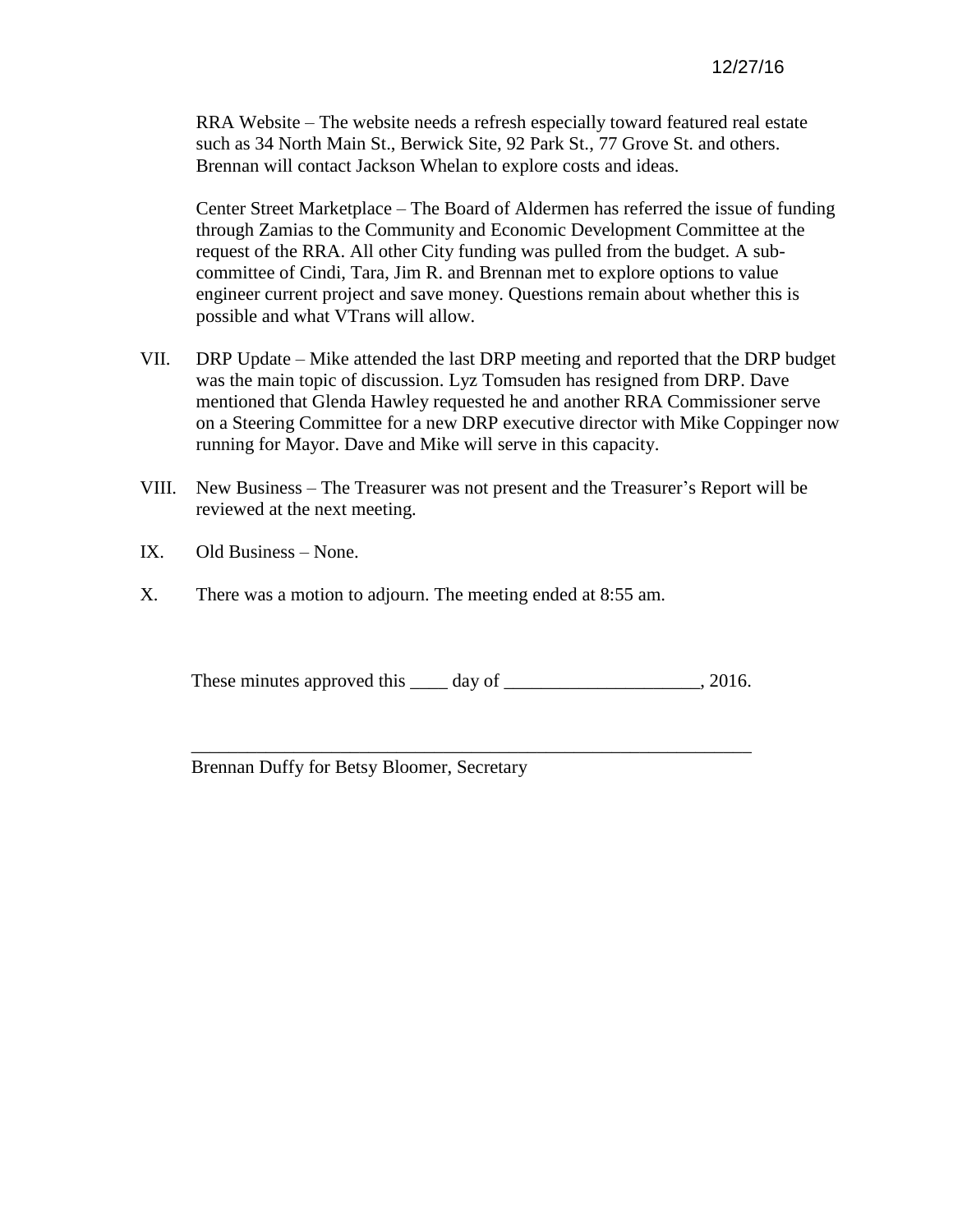RRA Website – The website needs a refresh especially toward featured real estate such as 34 North Main St., Berwick Site, 92 Park St., 77 Grove St. and others. Brennan will contact Jackson Whelan to explore costs and ideas.

Center Street Marketplace – The Board of Aldermen has referred the issue of funding through Zamias to the Community and Economic Development Committee at the request of the RRA. All other City funding was pulled from the budget. A sub-committee of Cindi, Tara, Jim R. and Brennan met to explore options to value engineer current project and save money. Questions remain about whether this is possible and what VTrans will allow.

VII. DRP Update – Mike attended the last DRP meeting and reported that the DRP budget was the main topic of discussion. Lyz Tomsuden has resigned from DRP. Dave mentioned that Glenda Hawley requested he and another RRA Commissioner serve on a Steering Committee for a new DRP executive director with Mike Coppinger now running for Mayor. Dave and Mike will serve in this capacity.

VIII. New Business – The Treasurer was not present and the Treasurer's Report will be reviewed at the next meeting.

IX. Old Business – None.

X. There was a motion to adjourn. The meeting ended at 8:55 am.

These minutes approved this ____ day of ____________________, 2016.

______________________________________________________________
Brennan Duffy for Betsy Bloomer, Secretary